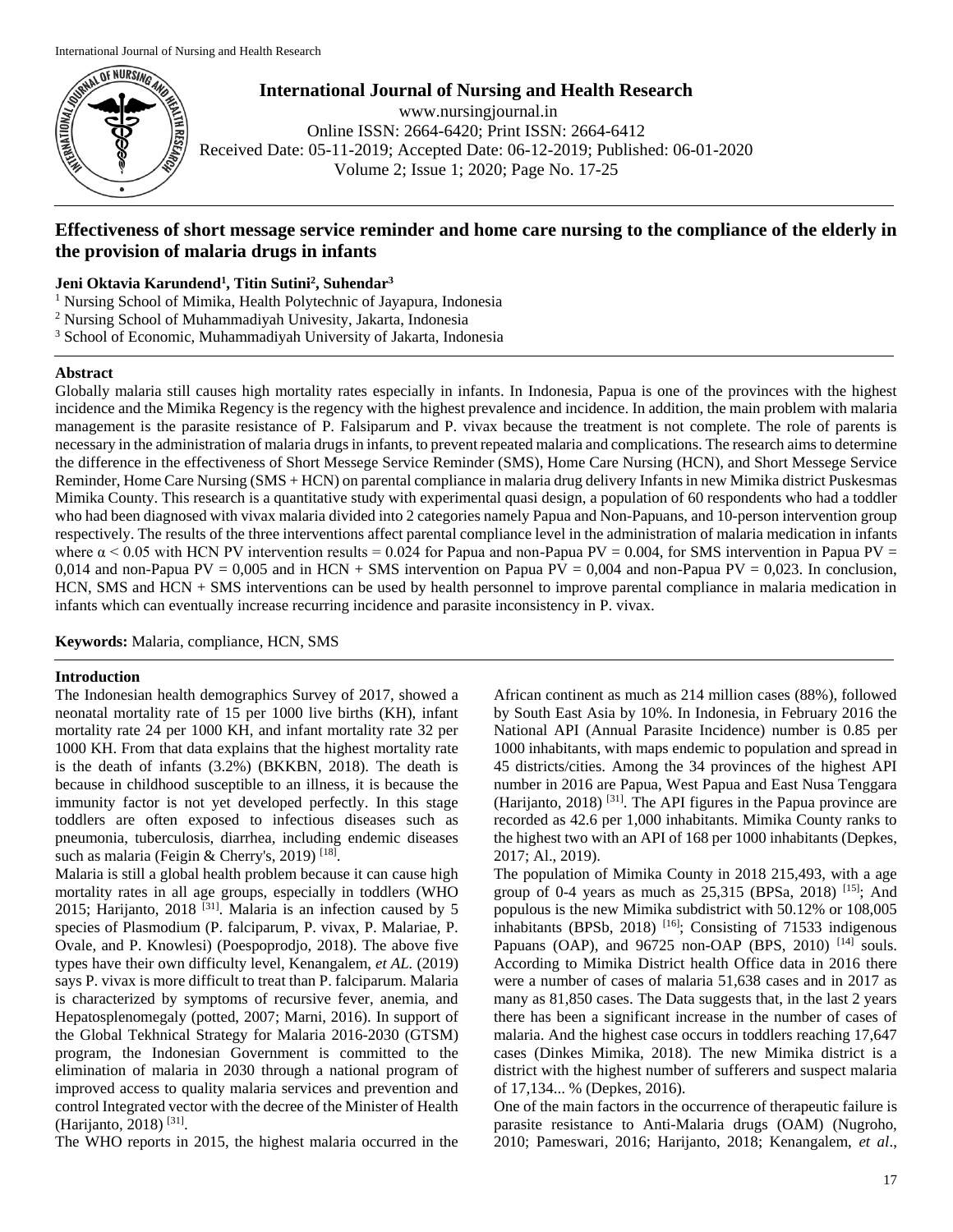**International Journal of Nursing and Health Research**

www.nursingjournal.in

Online ISSN: 2664-6420; Print ISSN: 2664-6412

Received Date: 05-11-2019; Accepted Date: 06-12-2019; Published: 06-01-2020

Volume 2; Issue 1; 2020; Page No. 17-25

# Effectiveness of short message service reminder and home care nursing to the compliance of the elderly in the provision of malaria drugs in infants

**Jeni Oktavia Karundend[1], Titin Sutini[2], Suhendar[3]**

[1] Nursing School of Mimika, Health Polytechnic of Jayapura, Indonesia

[2] Nursing School of Muhammadiyah Univesity, Jakarta, Indonesia

[3] School of Economic, Muhammadiyah University of Jakarta, Indonesia

## Abstract

Globally malaria still causes high mortality rates especially in infants. In Indonesia, Papua is one of the provinces with the highest incidence and the Mimika Regency is the regency with the highest prevalence and incidence. In addition, the main problem with malaria management is the parasite resistance of P. Falsiparum and P. vivax because the treatment is not complete. The role of parents is necessary in the administration of malaria drugs in infants, to prevent repeated malaria and complications. The research aims to determine the difference in the effectiveness of Short Messege Service Reminder (SMS), Home Care Nursing (HCN), and Short Messege Service Reminder, Home Care Nursing (SMS + HCN) on parental compliance in malaria drug delivery Infants in new Mimika district Puskesmas Mimika County. This research is a quantitative study with experimental quasi design, a population of 60 respondents who had a toddler who had been diagnosed with vivax malaria divided into 2 categories namely Papua and Non-Papuans, and 10-person intervention group respectively. The results of the three interventions affect parental compliance level in the administration of malaria medication in infants where $\alpha < 0.05$ with HCN PV intervention results = 0.024 for Papua and non-Papua PV = 0.004, for SMS intervention in Papua PV = 0,014 and non-Papua PV = 0,005 and in HCN + SMS intervention on Papua PV = 0,004 and non-Papua PV = 0,023. In conclusion, HCN, SMS and HCN + SMS interventions can be used by health personnel to improve parental compliance in malaria medication in infants which can eventually increase recurring incidence and parasite inconsistency in P. vivax.

**Keywords:** Malaria, compliance, HCN, SMS

## Introduction

The Indonesian health demographics Survey of 2017, showed a neonatal mortality rate of 15 per 1000 live births (KH), infant mortality rate 24 per 1000 KH, and infant mortality rate 32 per 1000 KH. From that data explains that the highest mortality rate is the death of infants (3.2%) (BKKBN, 2018). The death is because in childhood susceptible to an illness, it is because the immunity factor is not yet developed perfectly. In this stage toddlers are often exposed to infectious diseases such as pneumonia, tuberculosis, diarrhea, including endemic diseases such as malaria (Feigin & Cherry's, 2019) [18].

Malaria is still a global health problem because it can cause high mortality rates in all age groups, especially in toddlers (WHO 2015; Harijanto, 2018 [31]. Malaria is an infection caused by 5 species of Plasmodium (P. falciparum, P. vivax, P. Malariae, P. Ovale, and P. Knowlesi) (Poespoprodjo, 2018). The above five types have their own difficulty level, Kenangalem, *et AL.* (2019) says P. vivax is more difficult to treat than P. falciparum. Malaria is characterized by symptoms of recursive fever, anemia, and Hepatosplenomegaly (potted, 2007; Marni, 2016). In support of the Global Tekhnical Strategy for Malaria 2016-2030 (GTSM) program, the Indonesian Government is committed to the elimination of malaria in 2030 through a national program of improved access to quality malaria services and prevention and control Integrated vector with the decree of the Minister of Health (Harijanto, 2018) [31].

The WHO reports in 2015, the highest malaria occurred in the African continent as much as 214 million cases (88%), followed by South East Asia by 10%. In Indonesia, in February 2016 the National API (Annual Parasite Incidence) number is 0.85 per 1000 inhabitants, with maps endemic to population and spread in 45 districts/cities. Among the 34 provinces of the highest API number in 2016 are Papua, West Papua and East Nusa Tenggara (Harijanto, 2018) [31]. The API figures in the Papua province are recorded as 42.6 per 1,000 inhabitants. Mimika County ranks to the highest two with an API of 168 per 1000 inhabitants (Depkes, 2017; Al., 2019).

The population of Mimika County in 2018 215,493, with a age group of 0-4 years as much as 25,315 (BPSa, 2018) [15]; And populous is the new Mimika subdistrict with 50.12% or 108,005 inhabitants (BPSb, 2018) [16]; Consisting of 71533 indigenous Papuans (OAP), and 96725 non-OAP (BPS, 2010) [14] souls. According to Mimika District health Office data in 2016 there were a number of cases of malaria 51,638 cases and in 2017 as many as 81,850 cases. The Data suggests that, in the last 2 years there has been a significant increase in the number of cases of malaria. And the highest case occurs in toddlers reaching 17,647 cases (Dinkes Mimika, 2018). The new Mimika district is a district with the highest number of sufferers and suspect malaria of 17,134... % (Depkes, 2016).

One of the main factors in the occurrence of therapeutic failure is parasite resistance to Anti-Malaria drugs (OAM) (Nugroho, 2010; Pameswari, 2016; Harijanto, 2018; Kenangalem, *et al*.,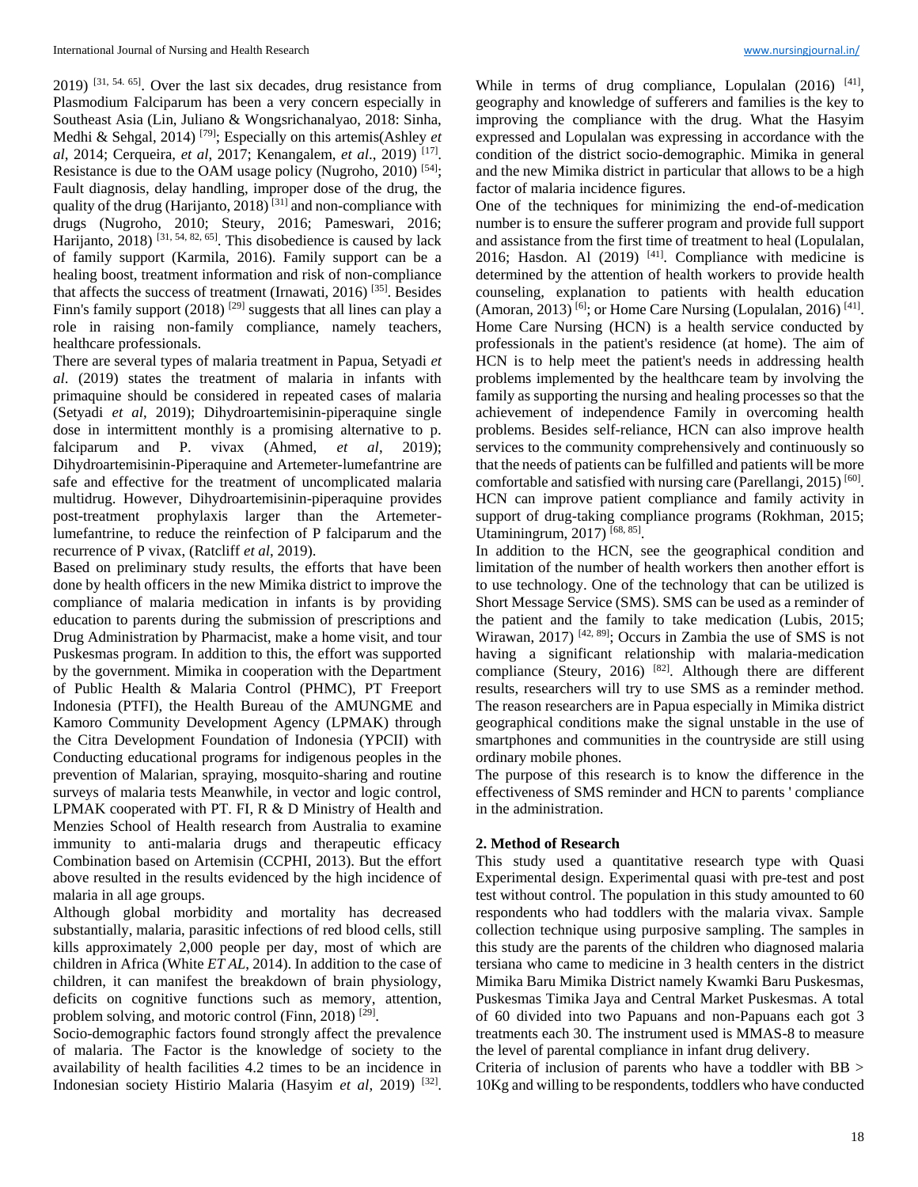2019) [31, 54. 65]. Over the last six decades, drug resistance from Plasmodium Falciparum has been a very concern especially in Southeast Asia (Lin, Juliano & Wongsrichanalyao, 2018: Sinha, Medhi & Sehgal, 2014) [79]; Especially on this artemis(Ashley *et al*, 2014; Cerqueira, *et al*, 2017; Kenangalem, *et al*., 2019) [17]. Resistance is due to the OAM usage policy (Nugroho, 2010) [54]; Fault diagnosis, delay handling, improper dose of the drug, the quality of the drug (Harijanto, 2018) [31] and non-compliance with drugs (Nugroho, 2010; Steury, 2016; Pameswari, 2016; Harijanto, 2018) [31, 54, 82, 65]. This disobedience is caused by lack of family support (Karmila, 2016). Family support can be a healing boost, treatment information and risk of non-compliance that affects the success of treatment (Irnawati, 2016) [35]. Besides Finn's family support (2018) [29] suggests that all lines can play a role in raising non-family compliance, namely teachers, healthcare professionals.

There are several types of malaria treatment in Papua, Setyadi *et al*. (2019) states the treatment of malaria in infants with primaquine should be considered in repeated cases of malaria (Setyadi *et al*, 2019); Dihydroartemisinin-piperaquine single dose in intermittent monthly is a promising alternative to p. falciparum and P. vivax (Ahmed, *et al*, 2019); Dihydroartemisinin-Piperaquine and Artemeter-lumefantrine are safe and effective for the treatment of uncomplicated malaria multidrug. However, Dihydroartemisinin-piperaquine provides post-treatment prophylaxis larger than the Artemeter-lumefantrine, to reduce the reinfection of P falciparum and the recurrence of P vivax, (Ratcliff *et al*, 2019).

Based on preliminary study results, the efforts that have been done by health officers in the new Mimika district to improve the compliance of malaria medication in infants is by providing education to parents during the submission of prescriptions and Drug Administration by Pharmacist, make a home visit, and tour Puskesmas program. In addition to this, the effort was supported by the government. Mimika in cooperation with the Department of Public Health & Malaria Control (PHMC), PT Freeport Indonesia (PTFI), the Health Bureau of the AMUNGME and Kamoro Community Development Agency (LPMAK) through the Citra Development Foundation of Indonesia (YPCII) with Conducting educational programs for indigenous peoples in the prevention of Malarian, spraying, mosquito-sharing and routine surveys of malaria tests Meanwhile, in vector and logic control, LPMAK cooperated with PT. FI, R & D Ministry of Health and Menzies School of Health research from Australia to examine immunity to anti-malaria drugs and therapeutic efficacy Combination based on Artemisin (CCPHI, 2013). But the effort above resulted in the results evidenced by the high incidence of malaria in all age groups.

Although global morbidity and mortality has decreased substantially, malaria, parasitic infections of red blood cells, still kills approximately 2,000 people per day, most of which are children in Africa (White *ET AL*, 2014). In addition to the case of children, it can manifest the breakdown of brain physiology, deficits on cognitive functions such as memory, attention, problem solving, and motoric control (Finn, 2018) [29].

Socio-demographic factors found strongly affect the prevalence of malaria. The Factor is the knowledge of society to the availability of health facilities 4.2 times to be an incidence in Indonesian society Histirio Malaria (Hasyim *et al*, 2019) [32].

While in terms of drug compliance, Lopulalan (2016) [41], geography and knowledge of sufferers and families is the key to improving the compliance with the drug. What the Hasyim expressed and Lopulalan was expressing in accordance with the condition of the district socio-demographic. Mimika in general and the new Mimika district in particular that allows to be a high factor of malaria incidence figures.

One of the techniques for minimizing the end-of-medication number is to ensure the sufferer program and provide full support and assistance from the first time of treatment to heal (Lopulalan, 2016; Hasdon. Al (2019) [41]. Compliance with medicine is determined by the attention of health workers to provide health counseling, explanation to patients with health education (Amoran, 2013) [6]; or Home Care Nursing (Lopulalan, 2016) [41]. Home Care Nursing (HCN) is a health service conducted by professionals in the patient's residence (at home). The aim of HCN is to help meet the patient's needs in addressing health problems implemented by the healthcare team by involving the family as supporting the nursing and healing processes so that the achievement of independence Family in overcoming health problems. Besides self-reliance, HCN can also improve health services to the community comprehensively and continuously so that the needs of patients can be fulfilled and patients will be more comfortable and satisfied with nursing care (Parellangi, 2015) [60]. HCN can improve patient compliance and family activity in support of drug-taking compliance programs (Rokhman, 2015; Utaminingrum, 2017) [68, 85].

In addition to the HCN, see the geographical condition and limitation of the number of health workers then another effort is to use technology. One of the technology that can be utilized is Short Message Service (SMS). SMS can be used as a reminder of the patient and the family to take medication (Lubis, 2015; Wirawan, 2017) [42, 89]; Occurs in Zambia the use of SMS is not having a significant relationship with malaria-medication compliance (Steury, 2016) [82]. Although there are different results, researchers will try to use SMS as a reminder method. The reason researchers are in Papua especially in Mimika district geographical conditions make the signal unstable in the use of smartphones and communities in the countryside are still using ordinary mobile phones.

The purpose of this research is to know the difference in the effectiveness of SMS reminder and HCN to parents ' compliance in the administration.

## 2. Method of Research

This study used a quantitative research type with Quasi Experimental design. Experimental quasi with pre-test and post test without control. The population in this study amounted to 60 respondents who had toddlers with the malaria vivax. Sample collection technique using purposive sampling. The samples in this study are the parents of the children who diagnosed malaria tersiana who came to medicine in 3 health centers in the district Mimika Baru Mimika District namely Kwamki Baru Puskesmas, Puskesmas Timika Jaya and Central Market Puskesmas. A total of 60 divided into two Papuans and non-Papuans each got 3 treatments each 30. The instrument used is MMAS-8 to measure the level of parental compliance in infant drug delivery.

Criteria of inclusion of parents who have a toddler with BB > 10Kg and willing to be respondents, toddlers who have conducted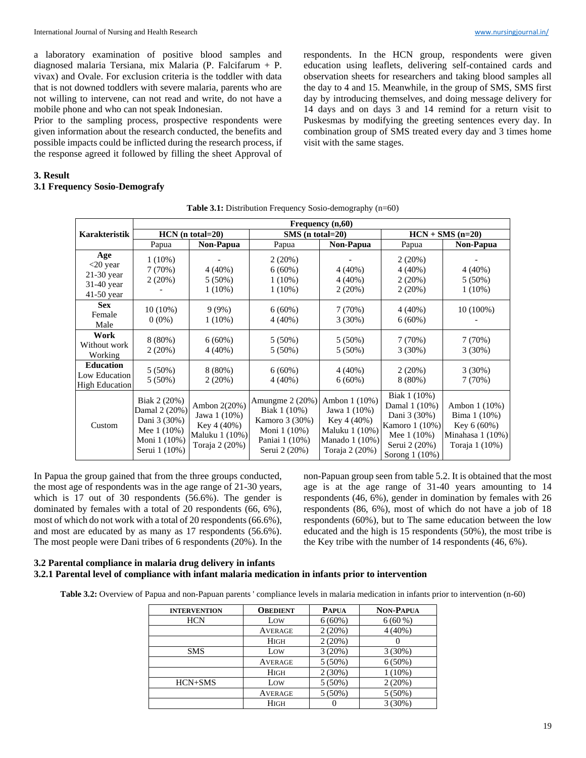a laboratory examination of positive blood samples and diagnosed malaria Tersiana, mix Malaria (P. Falcifarum + P. vivax) and Ovale. For exclusion criteria is the toddler with data that is not downed toddlers with severe malaria, parents who are not willing to intervene, can not read and write, do not have a mobile phone and who can not speak Indonesian.

Prior to the sampling process, prospective respondents were given information about the research conducted, the benefits and possible impacts could be inflicted during the research process, if the response agreed it followed by filling the sheet Approval of respondents. In the HCN group, respondents were given education using leaflets, delivering self-contained cards and observation sheets for researchers and taking blood samples all the day to 4 and 15. Meanwhile, in the group of SMS, SMS first day by introducing themselves, and doing message delivery for 14 days and on days 3 and 14 remind for a return visit to Puskesmas by modifying the greeting sentences every day. In combination group of SMS treated every day and 3 times home visit with the same stages.

## 3. Result

### 3.1 Frequency Sosio-Demografy

**Table 3.1:** Distribution Frequency Sosio-demography (n=60)

| Karakteristik | Frequency (n,60) | | | | | |
|---|---|---|---|---|---|---|
| | HCN (n total=20) | | SMS (n total=20) | | HCN + SMS (n=20) | |
| | Papua | Non-Papua | Papua | Non-Papua | Papua | Non-Papua |
| **Age** | | | | | | |
| <20 year | 1 (10%) | - | 2 (20%) | - | 2 (20%) | - |
| 21-30 year | 7 (70%) | 4 (40%) | 6 (60%) | 4 (40%) | 4 (40%) | 4 (40%) |
| 31-40 year | 2 (20%) | 5 (50%) | 1 (10%) | 4 (40%) | 2 (20%) | 5 (50%) |
| 41-50 year | - | 1 (10%) | 1 (10%) | 2 (20%) | 2 (20%) | 1 (10%) |
| **Sex** | | | | | | |
| Female | 10 (10%) | 9 (9%) | 6 (60%) | 7 (70%) | 4 (40%) | 10 (100%) |
| Male | 0 (0%) | 1 (10%) | 4 (40%) | 3 (30%) | 6 (60%) | - |
| **Work** | | | | | | |
| Without work | 8 (80%) | 6 (60%) | 5 (50%) | 5 (50%) | 7 (70%) | 7 (70%) |
| Working | 2 (20%) | 4 (40%) | 5 (50%) | 5 (50%) | 3 (30%) | 3 (30%) |
| **Education** | | | | | | |
| Low Education | 5 (50%) | 8 (80%) | 6 (60%) | 4 (40%) | 2 (20%) | 3 (30%) |
| High Education | 5 (50%) | 2 (20%) | 4 (40%) | 6 (60%) | 8 (80%) | 7 (70%) |
| Custom | Biak 2 (20%) Damal 2 (20%) Dani 3 (30%) Mee 1 (10%) Moni 1 (10%) Serui 1 (10%) | Ambon 2(20%) Jawa 1 (10%) Key 4 (40%) Maluku 1 (10%) Toraja 2 (20%) | Amungme 2 (20%) Biak 1 (10%) Kamoro 3 (30%) Moni 1 (10%) Paniai 1 (10%) Serui 2 (20%) | Ambon 1 (10%) Jawa 1 (10%) Key 4 (40%) Maluku 1 (10%) Manado 1 (10%) Toraja 2 (20%) | Biak 1 (10%) Damal 1 (10%) Dani 3 (30%) Kamoro 1 (10%) Mee 1 (10%) Serui 2 (20%) Sorong 1 (10%) | Ambon 1 (10%) Bima 1 (10%) Key 6 (60%) Minahasa 1 (10%) Toraja 1 (10%) |

In Papua the group gained that from the three groups conducted, the most age of respondents was in the age range of 21-30 years, which is 17 out of 30 respondents (56.6%). The gender is dominated by females with a total of 20 respondents (66, 6%), most of which do not work with a total of 20 respondents (66.6%), and most are educated by as many as 17 respondents (56.6%). The most people were Dani tribes of 6 respondents (20%). In the non-Papuan group seen from table 5.2. It is obtained that the most age is at the age range of 31-40 years amounting to 14 respondents (46, 6%), gender in domination by females with 26 respondents (86, 6%), most of which do not have a job of 18 respondents (60%), but to The same education between the low educated and the high is 15 respondents (50%), the most tribe is the Key tribe with the number of 14 respondents (46, 6%).

### 3.2 Parental compliance in malaria drug delivery in infants

#### 3.2.1 Parental level of compliance with infant malaria medication in infants prior to intervention

**Table 3.2:** Overview of Papua and non-Papuan parents ' compliance levels in malaria medication in infants prior to intervention (n-60)

| INTERVENTION | OBEDIENT | PAPUA | NON-PAPUA |
|---|---|---|---|
| HCN | LOW | 6 (60%) | 6 (60 %) |
| | AVERAGE | 2 (20%) | 4 (40%) |
| | HIGH | 2 (20%) | 0 |
| SMS | LOW | 3 (20%) | 3 (30%) |
| | AVERAGE | 5 (50%) | 6 (50%) |
| | HIGH | 2 (30%) | 1 (10%) |
| HCN+SMS | LOW | 5 (50%) | 2 (20%) |
| | AVERAGE | 5 (50%) | 5 (50%) |
| | HIGH | 0 | 3 (30%) |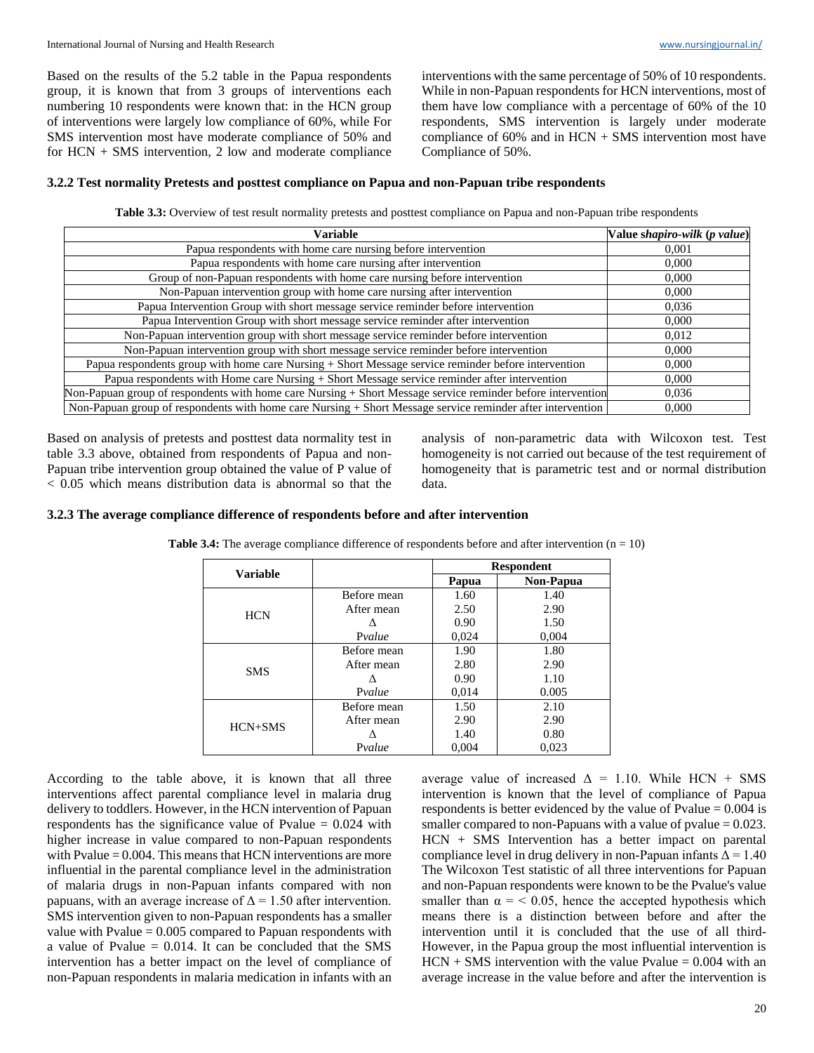Based on the results of the 5.2 table in the Papua respondents group, it is known that from 3 groups of interventions each numbering 10 respondents were known that: in the HCN group of interventions were largely low compliance of 60%, while For SMS intervention most have moderate compliance of 50% and for HCN + SMS intervention, 2 low and moderate compliance interventions with the same percentage of 50% of 10 respondents. While in non-Papuan respondents for HCN interventions, most of them have low compliance with a percentage of 60% of the 10 respondents, SMS intervention is largely under moderate compliance of 60% and in HCN + SMS intervention most have Compliance of 50%.

### 3.2.2 Test normality Pretests and posttest compliance on Papua and non-Papuan tribe respondents

**Table 3.3:** Overview of test result normality pretests and posttest compliance on Papua and non-Papuan tribe respondents

| Variable | Value *shapiro-wilk* (*p value*) |
|---|---|
| Papua respondents with home care nursing before intervention | 0,001 |
| Papua respondents with home care nursing after intervention | 0,000 |
| Group of non-Papuan respondents with home care nursing before intervention | 0,000 |
| Non-Papuan intervention group with home care nursing after intervention | 0,000 |
| Papua Intervention Group with short message service reminder before intervention | 0,036 |
| Papua Intervention Group with short message service reminder after intervention | 0,000 |
| Non-Papuan intervention group with short message service reminder before intervention | 0,012 |
| Non-Papuan intervention group with short message service reminder before intervention | 0,000 |
| Papua respondents group with home care Nursing + Short Message service reminder before intervention | 0,000 |
| Papua respondents with Home care Nursing + Short Message service reminder after intervention | 0,000 |
| Non-Papuan group of respondents with home care Nursing + Short Message service reminder before intervention | 0,036 |
| Non-Papuan group of respondents with home care Nursing + Short Message service reminder after intervention | 0,000 |

Based on analysis of pretests and posttest data normality test in table 3.3 above, obtained from respondents of Papua and non-Papuan tribe intervention group obtained the value of P value of < 0.05 which means distribution data is abnormal so that the analysis of non-parametric data with Wilcoxon test. Test homogeneity is not carried out because of the test requirement of homogeneity that is parametric test and or normal distribution data.

### 3.2.3 The average compliance difference of respondents before and after intervention

**Table 3.4:** The average compliance difference of respondents before and after intervention (n = 10)

| Variable | | Respondent | |
|---|---|---|---|
| | | Papua | Non-Papua |
| HCN | Before mean | 1.60 | 1.40 |
| | After mean | 2.50 | 2.90 |
| | $\Delta$ | 0.90 | 1.50 |
| | P*value* | 0,024 | 0,004 |
| SMS | Before mean | 1.90 | 1.80 |
| | After mean | 2.80 | 2.90 |
| | $\Delta$ | 0.90 | 1.10 |
| | P*value* | 0,014 | 0.005 |
| HCN+SMS | Before mean | 1.50 | 2.10 |
| | After mean | 2.90 | 2.90 |
| | $\Delta$ | 1.40 | 0.80 |
| | P*value* | 0,004 | 0,023 |

According to the table above, it is known that all three interventions affect parental compliance level in malaria drug delivery to toddlers. However, in the HCN intervention of Papuan respondents has the significance value of Pvalue = 0.024 with higher increase in value compared to non-Papuan respondents with Pvalue = 0.004. This means that HCN interventions are more influential in the parental compliance level in the administration of malaria drugs in non-Papuan infants compared with non papuans, with an average increase of $\Delta = 1.50$ after intervention. SMS intervention given to non-Papuan respondents has a smaller value with Pvalue = 0.005 compared to Papuan respondents with a value of Pvalue = 0.014. It can be concluded that the SMS intervention has a better impact on the level of compliance of non-Papuan respondents in malaria medication in infants with an average value of increased $\Delta = 1.10$. While HCN + SMS intervention is known that the level of compliance of Papua respondents is better evidenced by the value of Pvalue = 0.004 is smaller compared to non-Papuans with a value of pvalue = 0.023. HCN + SMS Intervention has a better impact on parental compliance level in drug delivery in non-Papuan infants $\Delta = 1.40$ The Wilcoxon Test statistic of all three interventions for Papuan and non-Papuan respondents were known to be the Pvalue's value smaller than $\alpha = < 0.05$, hence the accepted hypothesis which means there is a distinction between before and after the intervention until it is concluded that the use of all third-However, in the Papua group the most influential intervention is HCN + SMS intervention with the value Pvalue = 0.004 with an average increase in the value before and after the intervention is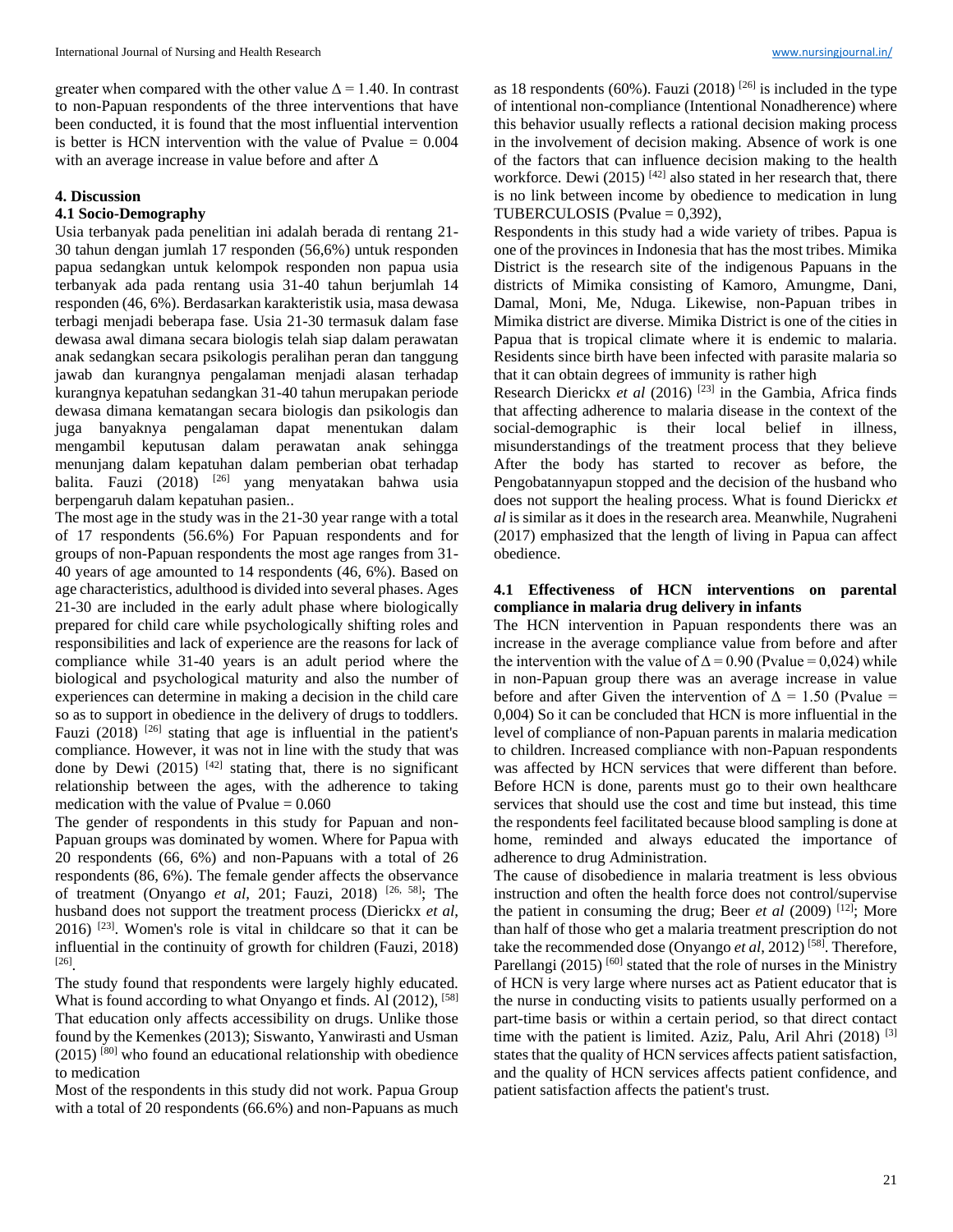greater when compared with the other value $\Delta = 1.40$. In contrast to non-Papuan respondents of the three interventions that have been conducted, it is found that the most influential intervention is better is HCN intervention with the value of Pvalue = 0.004 with an average increase in value before and after $\Delta$

## 4. Discussion

### 4.1 Socio-Demography

Usia terbanyak pada penelitian ini adalah berada di rentang 21-30 tahun dengan jumlah 17 responden (56,6%) untuk responden papua sedangkan untuk kelompok responden non papua usia terbanyak ada pada rentang usia 31-40 tahun berjumlah 14 responden (46, 6%). Berdasarkan karakteristik usia, masa dewasa terbagi menjadi beberapa fase. Usia 21-30 termasuk dalam fase dewasa awal dimana secara biologis telah siap dalam perawatan anak sedangkan secara psikologis peralihan peran dan tanggung jawab dan kurangnya pengalaman menjadi alasan terhadap kurangnya kepatuhan sedangkan 31-40 tahun merupakan periode dewasa dimana kematangan secara biologis dan psikologis dan juga banyaknya pengalaman dapat menentukan dalam mengambil keputusan dalam perawatan anak sehingga menunjang dalam kepatuhan dalam pemberian obat terhadap balita. Fauzi (2018) [26] yang menyatakan bahwa usia berpengaruh dalam kepatuhan pasien..

The most age in the study was in the 21-30 year range with a total of 17 respondents (56.6%) For Papuan respondents and for groups of non-Papuan respondents the most age ranges from 31-40 years of age amounted to 14 respondents (46, 6%). Based on age characteristics, adulthood is divided into several phases. Ages 21-30 are included in the early adult phase where biologically prepared for child care while psychologically shifting roles and responsibilities and lack of experience are the reasons for lack of compliance while 31-40 years is an adult period where the biological and psychological maturity and also the number of experiences can determine in making a decision in the child care so as to support in obedience in the delivery of drugs to toddlers. Fauzi (2018) [26] stating that age is influential in the patient's compliance. However, it was not in line with the study that was done by Dewi (2015) [42] stating that, there is no significant relationship between the ages, with the adherence to taking medication with the value of Pvalue = 0.060

The gender of respondents in this study for Papuan and non-Papuan groups was dominated by women. Where for Papua with 20 respondents (66, 6%) and non-Papuans with a total of 26 respondents (86, 6%). The female gender affects the observance of treatment (Onyango *et al*, 201; Fauzi, 2018) [26, 58]; The husband does not support the treatment process (Dierickx *et al*, 2016) [23]. Women's role is vital in childcare so that it can be influential in the continuity of growth for children (Fauzi, 2018) [26].

The study found that respondents were largely highly educated. What is found according to what Onyango et finds. Al (2012), [58] That education only affects accessibility on drugs. Unlike those found by the Kemenkes (2013); Siswanto, Yanwirasti and Usman (2015) [80] who found an educational relationship with obedience to medication

Most of the respondents in this study did not work. Papua Group with a total of 20 respondents (66.6%) and non-Papuans as much as 18 respondents (60%). Fauzi (2018) [26] is included in the type of intentional non-compliance (Intentional Nonadherence) where this behavior usually reflects a rational decision making process in the involvement of decision making. Absence of work is one of the factors that can influence decision making to the health workforce. Dewi (2015) [42] also stated in her research that, there is no link between income by obedience to medication in lung TUBERCULOSIS (Pvalue = 0,392),

Respondents in this study had a wide variety of tribes. Papua is one of the provinces in Indonesia that has the most tribes. Mimika District is the research site of the indigenous Papuans in the districts of Mimika consisting of Kamoro, Amungme, Dani, Damal, Moni, Me, Nduga. Likewise, non-Papuan tribes in Mimika district are diverse. Mimika District is one of the cities in Papua that is tropical climate where it is endemic to malaria. Residents since birth have been infected with parasite malaria so that it can obtain degrees of immunity is rather high

Research Dierickx *et al* (2016) [23] in the Gambia, Africa finds that affecting adherence to malaria disease in the context of the social-demographic is their local belief in illness, misunderstandings of the treatment process that they believe After the body has started to recover as before, the Pengobatannyapun stopped and the decision of the husband who does not support the healing process. What is found Dierickx *et al* is similar as it does in the research area. Meanwhile, Nugraheni (2017) emphasized that the length of living in Papua can affect obedience.

### 4.1 Effectiveness of HCN interventions on parental compliance in malaria drug delivery in infants

The HCN intervention in Papuan respondents there was an increase in the average compliance value from before and after the intervention with the value of $\Delta = 0.90$ (Pvalue = 0,024) while in non-Papuan group there was an average increase in value before and after Given the intervention of $\Delta = 1.50$ (Pvalue = 0,004) So it can be concluded that HCN is more influential in the level of compliance of non-Papuan parents in malaria medication to children. Increased compliance with non-Papuan respondents was affected by HCN services that were different than before. Before HCN is done, parents must go to their own healthcare services that should use the cost and time but instead, this time the respondents feel facilitated because blood sampling is done at home, reminded and always educated the importance of adherence to drug Administration.

The cause of disobedience in malaria treatment is less obvious instruction and often the health force does not control/supervise the patient in consuming the drug; Beer *et al* (2009) [12]; More than half of those who get a malaria treatment prescription do not take the recommended dose (Onyango *et al*, 2012) [58]. Therefore, Parellangi (2015) [60] stated that the role of nurses in the Ministry of HCN is very large where nurses act as Patient educator that is the nurse in conducting visits to patients usually performed on a part-time basis or within a certain period, so that direct contact time with the patient is limited. Aziz, Palu, Aril Ahri (2018) [3] states that the quality of HCN services affects patient satisfaction, and the quality of HCN services affects patient confidence, and patient satisfaction affects the patient's trust.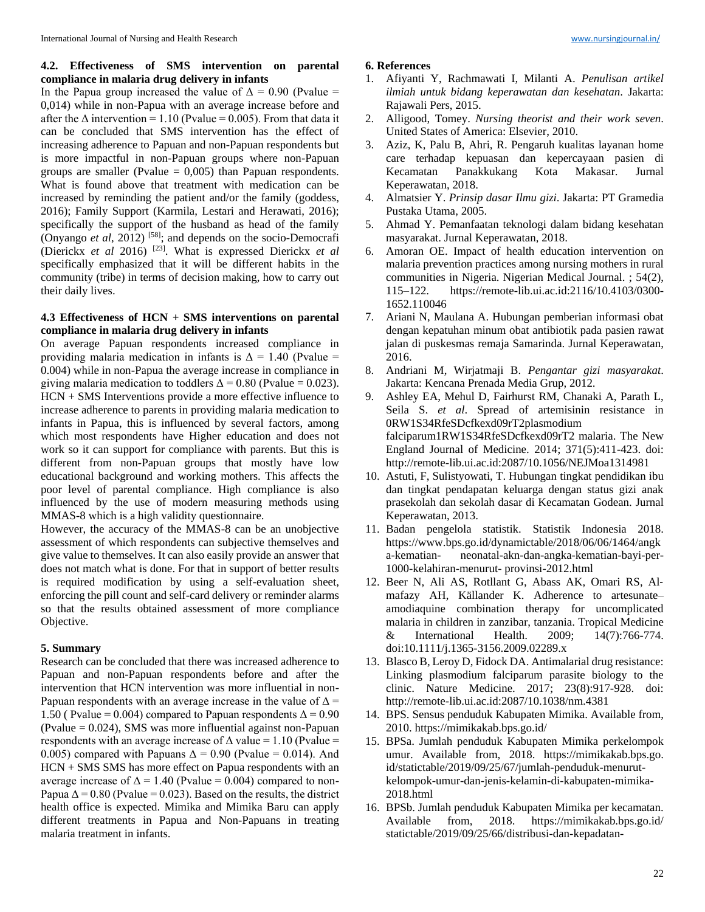### 4.2. Effectiveness of SMS intervention on parental compliance in malaria drug delivery in infants

In the Papua group increased the value of $\Delta = 0.90$ (Pvalue = 0,014) while in non-Papua with an average increase before and after the $\Delta$ intervention = 1.10 (Pvalue = 0.005). From that data it can be concluded that SMS intervention has the effect of increasing adherence to Papuan and non-Papuan respondents but is more impactful in non-Papuan groups where non-Papuan groups are smaller (Pvalue = 0,005) than Papuan respondents. What is found above that treatment with medication can be increased by reminding the patient and/or the family (goddess, 2016); Family Support (Karmila, Lestari and Herawati, 2016); specifically the support of the husband as head of the family (Onyango *et al*, 2012) [58]; and depends on the socio-Democrafi (Dierickx *et al* 2016) [23]. What is expressed Dierickx *et al* specifically emphasized that it will be different habits in the community (tribe) in terms of decision making, how to carry out their daily lives.

### 4.3 Effectiveness of HCN + SMS interventions on parental compliance in malaria drug delivery in infants

On average Papuan respondents increased compliance in providing malaria medication in infants is $\Delta = 1.40$ (Pvalue = 0.004) while in non-Papua the average increase in compliance in giving malaria medication to toddlers $\Delta = 0.80$ (Pvalue = 0.023). HCN + SMS Interventions provide a more effective influence to increase adherence to parents in providing malaria medication to infants in Papua, this is influenced by several factors, among which most respondents have Higher education and does not work so it can support for compliance with parents. But this is different from non-Papuan groups that mostly have low educational background and working mothers. This affects the poor level of parental compliance. High compliance is also influenced by the use of modern measuring methods using MMAS-8 which is a high validity questionnaire.

However, the accuracy of the MMAS-8 can be an unobjective assessment of which respondents can subjective themselves and give value to themselves. It can also easily provide an answer that does not match what is done. For that in support of better results is required modification by using a self-evaluation sheet, enforcing the pill count and self-card delivery or reminder alarms so that the results obtained assessment of more compliance Objective.

## 5. Summary

Research can be concluded that there was increased adherence to Papuan and non-Papuan respondents before and after the intervention that HCN intervention was more influential in non-Papuan respondents with an average increase in the value of $\Delta = 1.50$ ( Pvalue = 0.004) compared to Papuan respondents $\Delta = 0.90$ (Pvalue = 0.024), SMS was more influential against non-Papuan respondents with an average increase of $\Delta$ value = 1.10 (Pvalue = 0.005) compared with Papuans $\Delta = 0.90$ (Pvalue = 0.014). And HCN + SMS SMS has more effect on Papua respondents with an average increase of $\Delta = 1.40$ (Pvalue = 0.004) compared to non-Papua $\Delta = 0.80$ (Pvalue = 0.023). Based on the results, the district health office is expected. Mimika and Mimika Baru can apply different treatments in Papua and Non-Papuans in treating malaria treatment in infants.

## 6. References

1. Afiyanti Y, Rachmawati I, Milanti A. *Penulisan artikel ilmiah untuk bidang keperawatan dan kesehatan*. Jakarta: Rajawali Pers, 2015.
2. Alligood, Tomey. *Nursing theorist and their work seven*. United States of America: Elsevier, 2010.
3. Aziz, K, Palu B, Ahri, R. Pengaruh kualitas layanan home care terhadap kepuasan dan kepercayaan pasien di Kecamatan Panakkukang Kota Makasar. Jurnal Keperawatan, 2018.
4. Almatsier Y. *Prinsip dasar Ilmu gizi*. Jakarta: PT Gramedia Pustaka Utama, 2005.
5. Ahmad Y. Pemanfaatan teknologi dalam bidang kesehatan masyarakat. Jurnal Keperawatan, 2018.
6. Amoran OE. Impact of health education intervention on malaria prevention practices among nursing mothers in rural communities in Nigeria. Nigerian Medical Journal. ; 54(2), 115–122. https://remote-lib.ui.ac.id:2116/10.4103/0300-1652.110046
7. Ariani N, Maulana A. Hubungan pemberian informasi obat dengan kepatuhan minum obat antibiotik pada pasien rawat jalan di puskesmas remaja Samarinda. Jurnal Keperawatan, 2016.
8. Andriani M, Wirjatmaji B. *Pengantar gizi masyarakat*. Jakarta: Kencana Prenada Media Grup, 2012.
9. Ashley EA, Mehul D, Fairhurst RM, Chanaki A, Parath L, Seila S. *et al*. Spread of artemisinin resistance in 0RW1S34RfeSDcfkexd09rT2plasmodium falciparum1RW1S34RfeSDcfkexd09rT2 malaria. The New England Journal of Medicine. 2014; 371(5):411-423. doi: http://remote-lib.ui.ac.id:2087/10.1056/NEJMoa1314981
10. Astuti, F, Sulistyowati, T. Hubungan tingkat pendidikan ibu dan tingkat pendapatan keluarga dengan status gizi anak prasekolah dan sekolah dasar di Kecamatan Godean. Jurnal Keperawatan, 2013.
11. Badan pengelola statistik. Statistik Indonesia 2018. https://www.bps.go.id/dynamictable/2018/06/06/1464/angka-kematian- neonatal-akn-dan-angka-kematian-bayi-per-1000-kelahiran-menurut- provinsi-2012.html
12. Beer N, Ali AS, Rotllant G, Abass AK, Omari RS, Al-mafazy AH, Källander K. Adherence to artesunate–amodiaquine combination therapy for uncomplicated malaria in children in zanzibar, tanzania. Tropical Medicine & International Health. 2009; 14(7):766-774. doi:10.1111/j.1365-3156.2009.02289.x
13. Blasco B, Leroy D, Fidock DA. Antimalarial drug resistance: Linking plasmodium falciparum parasite biology to the clinic. Nature Medicine. 2017; 23(8):917-928. doi: http://remote-lib.ui.ac.id:2087/10.1038/nm.4381
14. BPS. Sensus penduduk Kabupaten Mimika. Available from, 2010. https://mimikakab.bps.go.id/
15. BPSa. Jumlah penduduk Kabupaten Mimika perkelompok umur. Available from, 2018. https://mimikakab.bps.go.id/statictable/2019/09/25/67/jumlah-penduduk-menurut-kelompok-umur-dan-jenis-kelamin-di-kabupaten-mimika-2018.html
16. BPSb. Jumlah penduduk Kabupaten Mimika per kecamatan. Available from, 2018. https://mimikakab.bps.go.id/statictable/2019/09/25/66/distribusi-dan-kepadatan-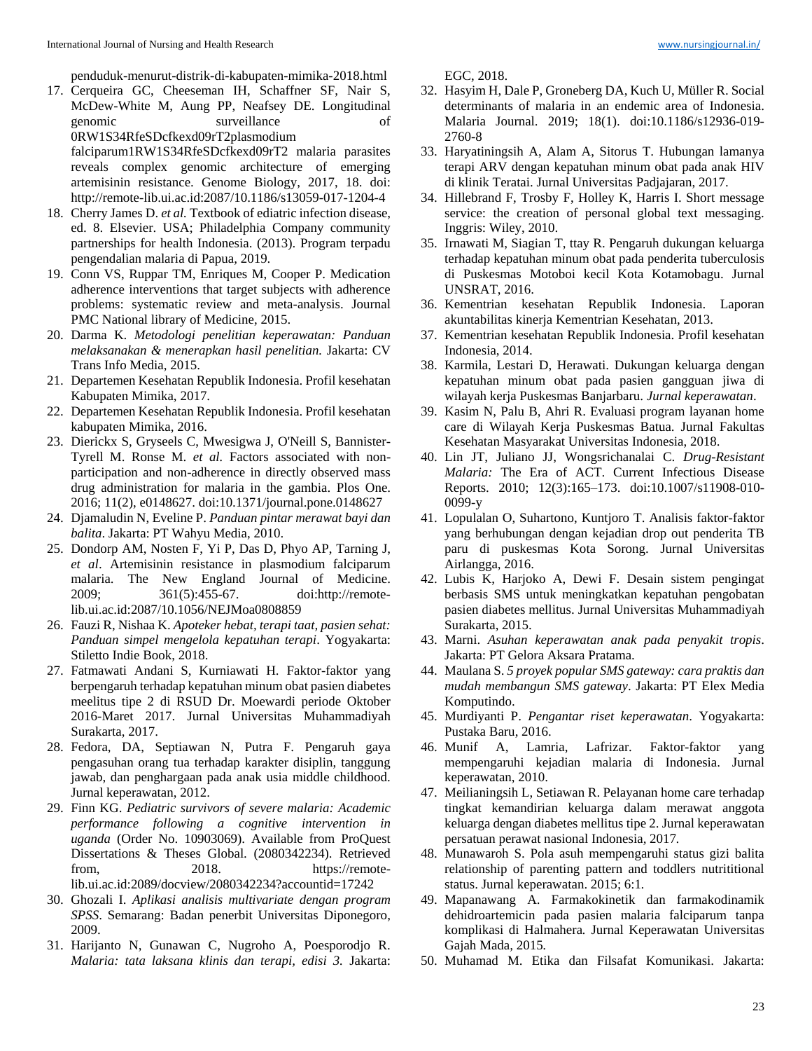penduduk-menurut-distrik-di-kabupaten-mimika-2018.html

17. Cerqueira GC, Cheeseman IH, Schaffner SF, Nair S, McDew-White M, Aung PP, Neafsey DE. Longitudinal genomic surveillance of 0RW1S34RfeSDcfkexd09rT2plasmodium falciparum1RW1S34RfeSDcfkexd09rT2 malaria parasites reveals complex genomic architecture of emerging artemisinin resistance. Genome Biology, 2017, 18. doi: http://remote-lib.ui.ac.id:2087/10.1186/s13059-017-1204-4
18. Cherry James D. *et al.* Textbook of ediatric infection disease, ed. 8. Elsevier. USA; Philadelphia Company community partnerships for health Indonesia. (2013). Program terpadu pengendalian malaria di Papua, 2019.
19. Conn VS, Ruppar TM, Enriques M, Cooper P. Medication adherence interventions that target subjects with adherence problems: systematic review and meta-analysis. Journal PMC National library of Medicine, 2015.
20. Darma K. *Metodologi penelitian keperawatan: Panduan melaksanakan & menerapkan hasil penelitian.* Jakarta: CV Trans Info Media, 2015.
21. Departemen Kesehatan Republik Indonesia. Profil kesehatan Kabupaten Mimika, 2017.
22. Departemen Kesehatan Republik Indonesia. Profil kesehatan kabupaten Mimika, 2016.
23. Dierickx S, Gryseels C, Mwesigwa J, O'Neill S, Bannister-Tyrell M. Ronse M. *et al.* Factors associated with non-participation and non-adherence in directly observed mass drug administration for malaria in the gambia. Plos One. 2016; 11(2), e0148627. doi:10.1371/journal.pone.0148627
24. Djamaludin N, Eveline P. *Panduan pintar merawat bayi dan balita*. Jakarta: PT Wahyu Media, 2010.
25. Dondorp AM, Nosten F, Yi P, Das D, Phyo AP, Tarning J, *et al*. Artemisinin resistance in plasmodium falciparum malaria. The New England Journal of Medicine. 2009; 361(5):455-67. doi:http://remote-lib.ui.ac.id:2087/10.1056/NEJMoa0808859
26. Fauzi R, Nishaa K. *Apoteker hebat, terapi taat, pasien sehat: Panduan simpel mengelola kepatuhan terapi*. Yogyakarta: Stiletto Indie Book, 2018.
27. Fatmawati Andani S, Kurniawati H. Faktor-faktor yang berpengaruh terhadap kepatuhan minum obat pasien diabetes meelitus tipe 2 di RSUD Dr. Moewardi periode Oktober 2016-Maret 2017. Jurnal Universitas Muhammadiyah Surakarta, 2017.
28. Fedora, DA, Septiawan N, Putra F. Pengaruh gaya pengasuhan orang tua terhadap karakter disiplin, tanggung jawab, dan penghargaan pada anak usia middle childhood. Jurnal keperawatan, 2012.
29. Finn KG. *Pediatric survivors of severe malaria: Academic performance following a cognitive intervention in uganda* (Order No. 10903069). Available from ProQuest Dissertations & Theses Global. (2080342234). Retrieved from, 2018. https://remote-lib.ui.ac.id:2089/docview/2080342234?accountid=17242
30. Ghozali I. *Aplikasi analisis multivariate dengan program SPSS*. Semarang: Badan penerbit Universitas Diponegoro, 2009.
31. Harijanto N, Gunawan C, Nugroho A, Poesporodjo R. *Malaria: tata laksana klinis dan terapi, edisi 3.* Jakarta: EGC, 2018.
32. Hasyim H, Dale P, Groneberg DA, Kuch U, Müller R. Social determinants of malaria in an endemic area of Indonesia. Malaria Journal. 2019; 18(1). doi:10.1186/s12936-019-2760-8
33. Haryatiningsih A, Alam A, Sitorus T. Hubungan lamanya terapi ARV dengan kepatuhan minum obat pada anak HIV di klinik Teratai. Jurnal Universitas Padjajaran, 2017.
34. Hillebrand F, Trosby F, Holley K, Harris I. Short message service: the creation of personal global text messaging. Inggris: Wiley, 2010.
35. Irnawati M, Siagian T, ttay R. Pengaruh dukungan keluarga terhadap kepatuhan minum obat pada penderita tuberculosis di Puskesmas Motoboi kecil Kota Kotamobagu. Jurnal UNSRAT, 2016.
36. Kementrian kesehatan Republik Indonesia. Laporan akuntabilitas kinerja Kementrian Kesehatan, 2013.
37. Kementrian kesehatan Republik Indonesia. Profil kesehatan Indonesia, 2014.
38. Karmila, Lestari D, Herawati. Dukungan keluarga dengan kepatuhan minum obat pada pasien gangguan jiwa di wilayah kerja Puskesmas Banjarbaru. *Jurnal keperawatan*.
39. Kasim N, Palu B, Ahri R. Evaluasi program layanan home care di Wilayah Kerja Puskesmas Batua. Jurnal Fakultas Kesehatan Masyarakat Universitas Indonesia, 2018.
40. Lin JT, Juliano JJ, Wongsrichanalai C. *Drug-Resistant Malaria:* The Era of ACT. Current Infectious Disease Reports. 2010; 12(3):165–173. doi:10.1007/s11908-010-0099-y
41. Lopulalan O, Suhartono, Kuntjoro T. Analisis faktor-faktor yang berhubungan dengan kejadian drop out penderita TB paru di puskesmas Kota Sorong. Jurnal Universitas Airlangga, 2016.
42. Lubis K, Harjoko A, Dewi F. Desain sistem pengingat berbasis SMS untuk meningkatkan kepatuhan pengobatan pasien diabetes mellitus. Jurnal Universitas Muhammadiyah Surakarta, 2015.
43. Marni. *Asuhan keperawatan anak pada penyakit tropis*. Jakarta: PT Gelora Aksara Pratama.
44. Maulana S. *5 proyek popular SMS gateway: cara praktis dan mudah membangun SMS gateway*. Jakarta: PT Elex Media Komputindo.
45. Murdiyanti P. *Pengantar riset keperawatan*. Yogyakarta: Pustaka Baru, 2016.
46. Munif A, Lamria, Lafrizar. Faktor-faktor yang mempengaruhi kejadian malaria di Indonesia. Jurnal keperawatan, 2010.
47. Meilianingsih L, Setiawan R. Pelayanan home care terhadap tingkat kemandirian keluarga dalam merawat anggota keluarga dengan diabetes mellitus tipe 2. Jurnal keperawatan persatuan perawat nasional Indonesia, 2017.
48. Munawaroh S. Pola asuh mempengaruhi status gizi balita relationship of parenting pattern and toddlers nutritional status. Jurnal keperawatan. 2015; 6:1.
49. Mapanawang A. Farmakokinetik dan farmakodinamik dehidroartemicin pada pasien malaria falciparum tanpa komplikasi di Halmahera*.* Jurnal Keperawatan Universitas Gajah Mada, 2015.
50. Muhamad M. Etika dan Filsafat Komunikasi. Jakarta: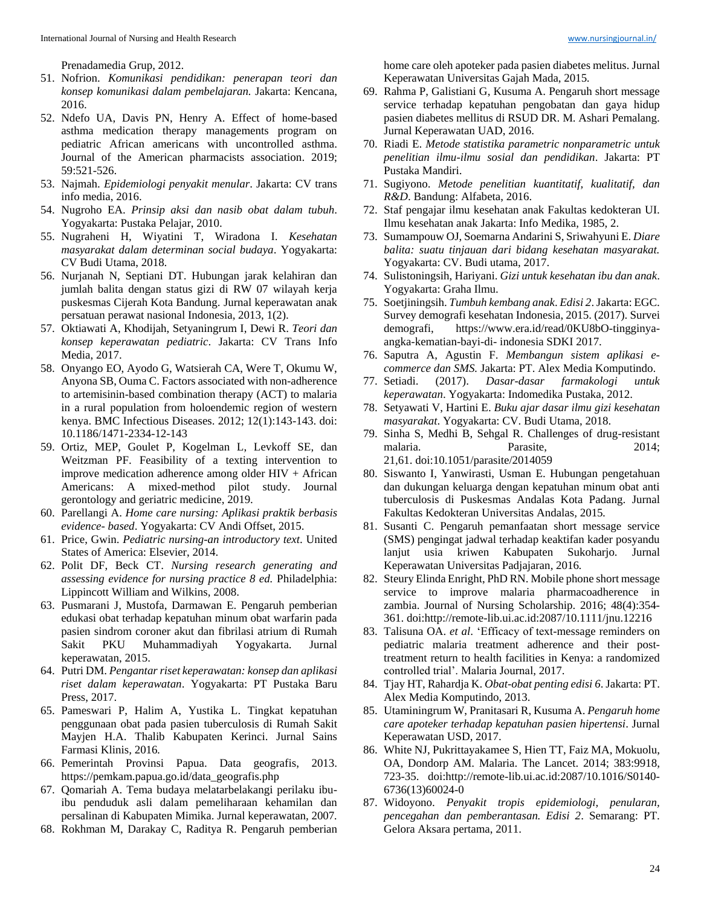Prenadamedia Grup, 2012.

51. Nofrion. *Komunikasi pendidikan: penerapan teori dan konsep komunikasi dalam pembelajaran.* Jakarta: Kencana, 2016.
52. Ndefo UA, Davis PN, Henry A. Effect of home-based asthma medication therapy managements program on pediatric African americans with uncontrolled asthma. Journal of the American pharmacists association. 2019; 59:521-526.
53. Najmah. *Epidemiologi penyakit menular*. Jakarta: CV trans info media, 2016.
54. Nugroho EA. *Prinsip aksi dan nasib obat dalam tubuh*. Yogyakarta: Pustaka Pelajar, 2010.
55. Nugraheni H, Wiyatini T, Wiradona I. *Kesehatan masyarakat dalam determinan social budaya*. Yogyakarta: CV Budi Utama, 2018.
56. Nurjanah N, Septiani DT. Hubungan jarak kelahiran dan jumlah balita dengan status gizi di RW 07 wilayah kerja puskesmas Cijerah Kota Bandung. Jurnal keperawatan anak persatuan perawat nasional Indonesia, 2013, 1(2).
57. Oktiawati A, Khodijah, Setyaningrum I, Dewi R. *Teori dan konsep keperawatan pediatric*. Jakarta: CV Trans Info Media, 2017.
58. Onyango EO, Ayodo G, Watsierah CA, Were T, Okumu W, Anyona SB, Ouma C. Factors associated with non-adherence to artemisinin-based combination therapy (ACT) to malaria in a rural population from holoendemic region of western kenya. BMC Infectious Diseases. 2012; 12(1):143-143. doi: 10.1186/1471-2334-12-143
59. Ortiz, MEP, Goulet P, Kogelman L, Levkoff SE, dan Weitzman PF. Feasibility of a texting intervention to improve medication adherence among older HIV + African Americans: A mixed-method pilot study. Journal gerontology and geriatric medicine, 2019.
60. Parellangi A. *Home care nursing: Aplikasi praktik berbasis evidence- based*. Yogyakarta: CV Andi Offset, 2015.
61. Price, Gwin. *Pediatric nursing-an introductory text*. United States of America: Elsevier, 2014.
62. Polit DF, Beck CT. *Nursing research generating and assessing evidence for nursing practice 8 ed.* Philadelphia: Lippincott William and Wilkins, 2008.
63. Pusmarani J, Mustofa, Darmawan E. Pengaruh pemberian edukasi obat terhadap kepatuhan minum obat warfarin pada pasien sindrom coroner akut dan fibrilasi atrium di Rumah Sakit PKU Muhammadiyah Yogyakarta. Jurnal keperawatan, 2015.
64. Putri DM. *Pengantar riset keperawatan: konsep dan aplikasi riset dalam keperawatan*. Yogyakarta: PT Pustaka Baru Press, 2017.
65. Pameswari P, Halim A, Yustika L. Tingkat kepatuhan penggunaan obat pada pasien tuberculosis di Rumah Sakit Mayjen H.A. Thalib Kabupaten Kerinci. Jurnal Sains Farmasi Klinis, 2016.
66. Pemerintah Provinsi Papua. Data geografis, 2013. https://pemkam.papua.go.id/data_geografis.php
67. Qomariah A. Tema budaya melatarbelakangi perilaku ibu-ibu penduduk asli dalam pemeliharaan kehamilan dan persalinan di Kabupaten Mimika. Jurnal keperawatan, 2007.
68. Rokhman M, Darakay C, Raditya R. Pengaruh pemberian home care oleh apoteker pada pasien diabetes melitus. Jurnal Keperawatan Universitas Gajah Mada, 2015.
69. Rahma P, Galistiani G, Kusuma A. Pengaruh short message service terhadap kepatuhan pengobatan dan gaya hidup pasien diabetes mellitus di RSUD DR. M. Ashari Pemalang. Jurnal Keperawatan UAD, 2016.
70. Riadi E. *Metode statistika parametric nonparametric untuk penelitian ilmu-ilmu sosial dan pendidikan*. Jakarta: PT Pustaka Mandiri.
71. Sugiyono. *Metode penelitian kuantitatif, kualitatif, dan R&D*. Bandung: Alfabeta, 2016.
72. Staf pengajar ilmu kesehatan anak Fakultas kedokteran UI. Ilmu kesehatan anak Jakarta: Info Medika, 1985, 2.
73. Sumampouw OJ, Soemarna Andarini S, Sriwahyuni E. *Diare balita: suatu tinjauan dari bidang kesehatan masyarakat.* Yogyakarta: CV. Budi utama, 2017.
74. Sulistoningsih, Hariyani. *Gizi untuk kesehatan ibu dan anak*. Yogyakarta: Graha Ilmu.
75. Soetjiningsih. *Tumbuh kembang anak*. *Edisi 2*. Jakarta: EGC. Survey demografi kesehatan Indonesia, 2015. (2017). Survei demografi, https://www.era.id/read/0KU8bO-tingginya-angka-kematian-bayi-di- indonesia SDKI 2017.
76. Saputra A, Agustin F. *Membangun sistem aplikasi e-commerce dan SMS.* Jakarta: PT. Alex Media Komputindo.
77. Setiadi. (2017). *Dasar-dasar farmakologi untuk keperawatan*. Yogyakarta: Indomedika Pustaka, 2012.
78. Setyawati V, Hartini E. *Buku ajar dasar ilmu gizi kesehatan masyarakat*. Yogyakarta: CV. Budi Utama, 2018.
79. Sinha S, Medhi B, Sehgal R. Challenges of drug-resistant malaria. Parasite, 2014; 21,61. doi:10.1051/parasite/2014059
80. Siswanto I, Yanwirasti, Usman E. Hubungan pengetahuan dan dukungan keluarga dengan kepatuhan minum obat anti tuberculosis di Puskesmas Andalas Kota Padang. Jurnal Fakultas Kedokteran Universitas Andalas, 2015.
81. Susanti C. Pengaruh pemanfaatan short message service (SMS) pengingat jadwal terhadap keaktifan kader posyandu lanjut usia kriwen Kabupaten Sukoharjo. Jurnal Keperawatan Universitas Padjajaran, 2016.
82. Steury Elinda Enright, PhD RN. Mobile phone short message service to improve malaria pharmacoadherence in zambia. Journal of Nursing Scholarship. 2016; 48(4):354-361. doi:http://remote-lib.ui.ac.id:2087/10.1111/jnu.12216
83. Talisuna OA. *et al*. 'Efficacy of text-message reminders on pediatric malaria treatment adherence and their post-treatment return to health facilities in Kenya: a randomized controlled trial'. Malaria Journal, 2017.
84. Tjay HT, Rahardja K. *Obat-obat penting edisi 6*. Jakarta: PT. Alex Media Komputindo, 2013.
85. Utaminingrum W, Pranitasari R, Kusuma A. *Pengaruh home care apoteker terhadap kepatuhan pasien hipertensi*. Jurnal Keperawatan USD, 2017.
86. White NJ, Pukrittayakamee S, Hien TT, Faiz MA, Mokuolu, OA, Dondorp AM. Malaria. The Lancet. 2014; 383:9918, 723-35. doi:http://remote-lib.ui.ac.id:2087/10.1016/S0140-6736(13)60024-0
87. Widoyono. *Penyakit tropis epidemiologi, penularan, pencegahan dan pemberantasan. Edisi 2*. Semarang: PT. Gelora Aksara pertama, 2011.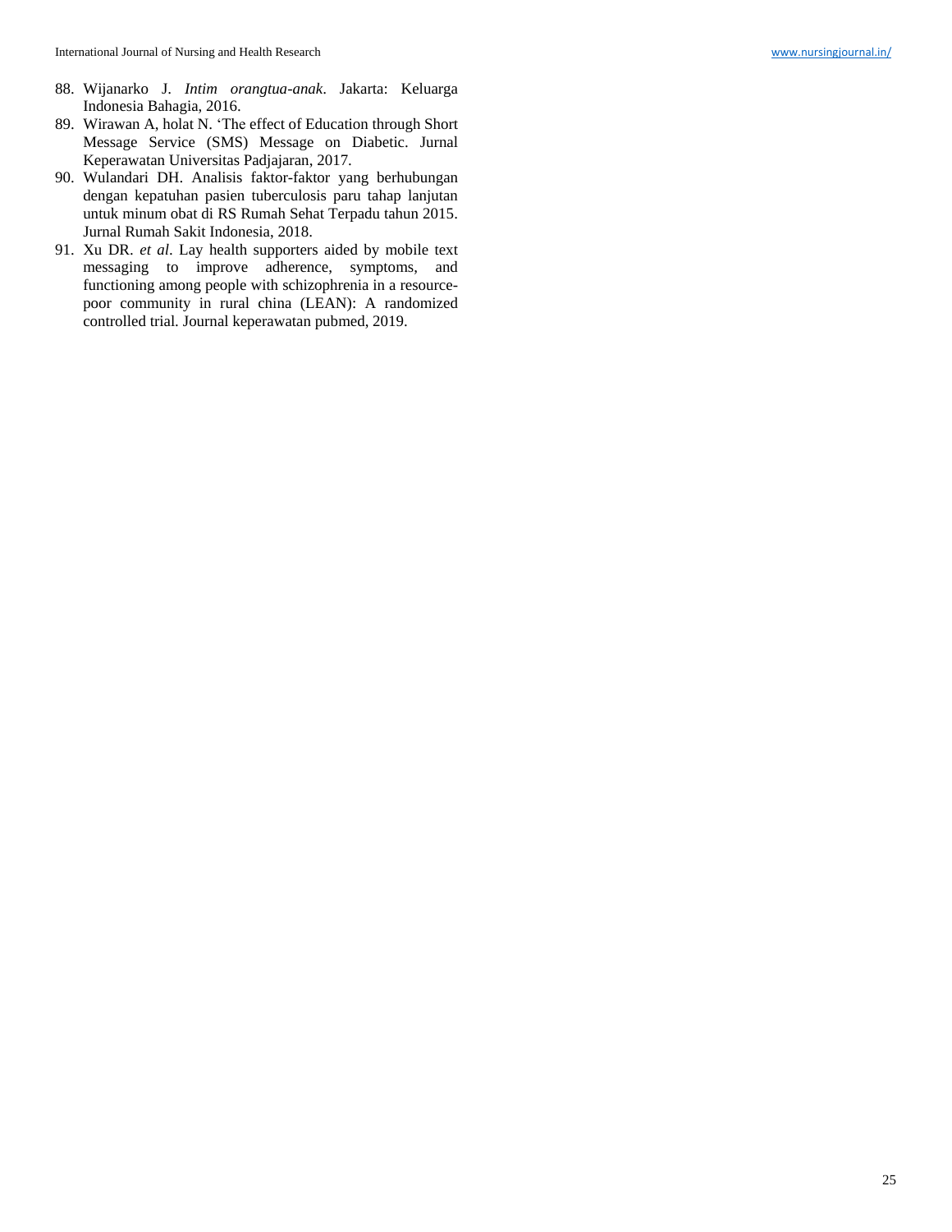88. Wijanarko J. *Intim orangtua-anak*. Jakarta: Keluarga Indonesia Bahagia, 2016.
89. Wirawan A, holat N. 'The effect of Education through Short Message Service (SMS) Message on Diabetic. Jurnal Keperawatan Universitas Padjajaran, 2017.
90. Wulandari DH. Analisis faktor-faktor yang berhubungan dengan kepatuhan pasien tuberculosis paru tahap lanjutan untuk minum obat di RS Rumah Sehat Terpadu tahun 2015. Jurnal Rumah Sakit Indonesia, 2018.
91. Xu DR. *et al*. Lay health supporters aided by mobile text messaging to improve adherence, symptoms, and functioning among people with schizophrenia in a resource-poor community in rural china (LEAN): A randomized controlled trial. Journal keperawatan pubmed, 2019.